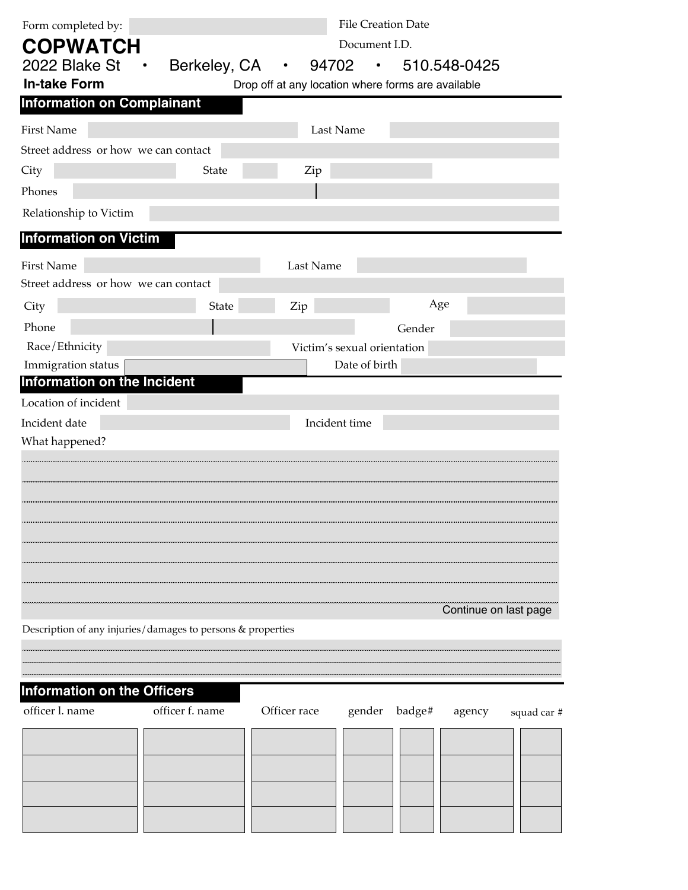Form completed by:

File Creation Date

Document I.D.

# COPWATCH

2022 Blake St • Berkeley, CA • 94702 • 510.548-0425

**In-take Form**

Drop off at any location where forms are available

## Information on Complainant

First Name

Last Name

Street address or how we can contact

City

State

Zip

Phones

Relationship to Victim

## Information on Victim

First Name

Last Name

Street address or how we can contact

City

State

Zip

Age

Phone

Gender

Race/Ethnicity

Victim's sexual orientation

Immigration status

Date of birth

## Information on the Incident

Location of incident

Incident date

Incident time

What happened?

Continue on last page

Description of any injuries/damages to persons & properties

## Information on the Officers

| officer l. name | officer f. name | Officer race | gender | badge# | agency | squad car # |
|---|---|---|---|---|---|---|
| | | | | | | |
| | | | | | | |
| | | | | | | |
| | | | | | | |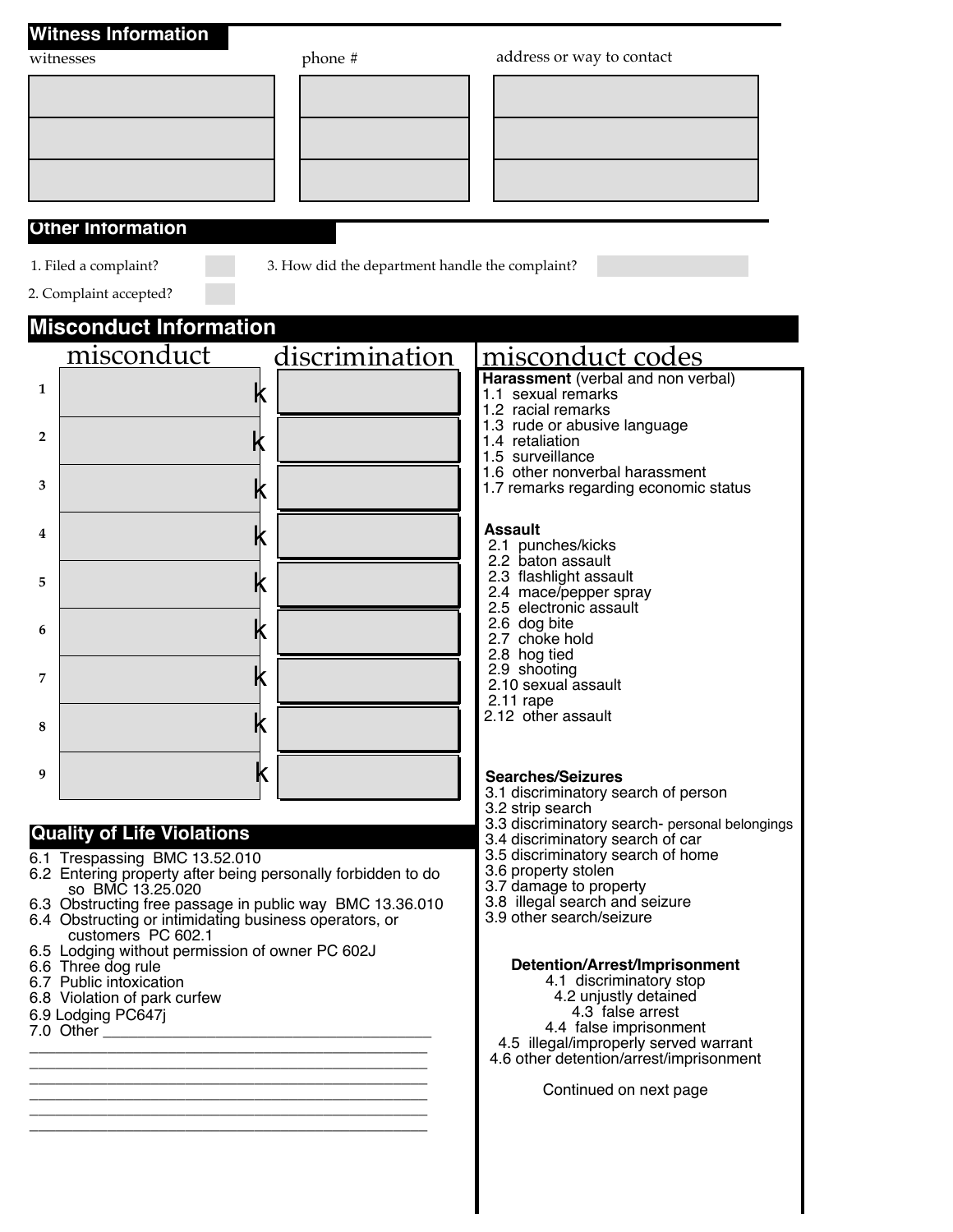## Witness Information

| witnesses | phone # | address or way to contact |
|---|---|---|
| | | |
| | | |
| | | |

## Other Information

1. Filed a complaint?

2. Complaint accepted?

3. How did the department handle the complaint?

## Misconduct Information

| | misconduct | discrimination |
|---|---|---|
| 1 | k | |
| 2 | k | |
| 3 | k | |
| 4 | k | |
| 5 | k | |
| 6 | k | |
| 7 | k | |
| 8 | k | |
| 9 | k | |

## Quality of Life Violations

6.1 Trespassing BMC 13.52.010
6.2 Entering property after being personally forbidden to do so BMC 13.25.020
6.3 Obstructing free passage in public way BMC 13.36.010
6.4 Obstructing or intimidating business operators, or customers PC 602.1
6.5 Lodging without permission of owner PC 602J
6.6 Three dog rule
6.7 Public intoxication
6.8 Violation of park curfew
6.9 Lodging PC647j
7.0 Other ______________________________________
______________________________________________
______________________________________________
______________________________________________
______________________________________________
______________________________________________
______________________________________________

## misconduct codes

**Harassment** (verbal and non verbal)
1.1 sexual remarks
1.2 racial remarks
1.3 rude or abusive language
1.4 retaliation
1.5 surveillance
1.6 other nonverbal harassment
1.7 remarks regarding economic status

**Assault**
2.1 punches/kicks
2.2 baton assault
2.3 flashlight assault
2.4 mace/pepper spray
2.5 electronic assault
2.6 dog bite
2.7 choke hold
2.8 hog tied
2.9 shooting
2.10 sexual assault
2.11 rape
2.12 other assault

**Searches/Seizures**
3.1 discriminatory search of person
3.2 strip search
3.3 discriminatory search- personal belongings
3.4 discriminatory search of car
3.5 discriminatory search of home
3.6 property stolen
3.7 damage to property
3.8 illegal search and seizure
3.9 other search/seizure

**Detention/Arrest/Imprisonment**
4.1 discriminatory stop
4.2 unjustly detained
4.3 false arrest
4.4 false imprisonment
4.5 illegal/improperly served warrant
4.6 other detention/arrest/imprisonment

Continued on next page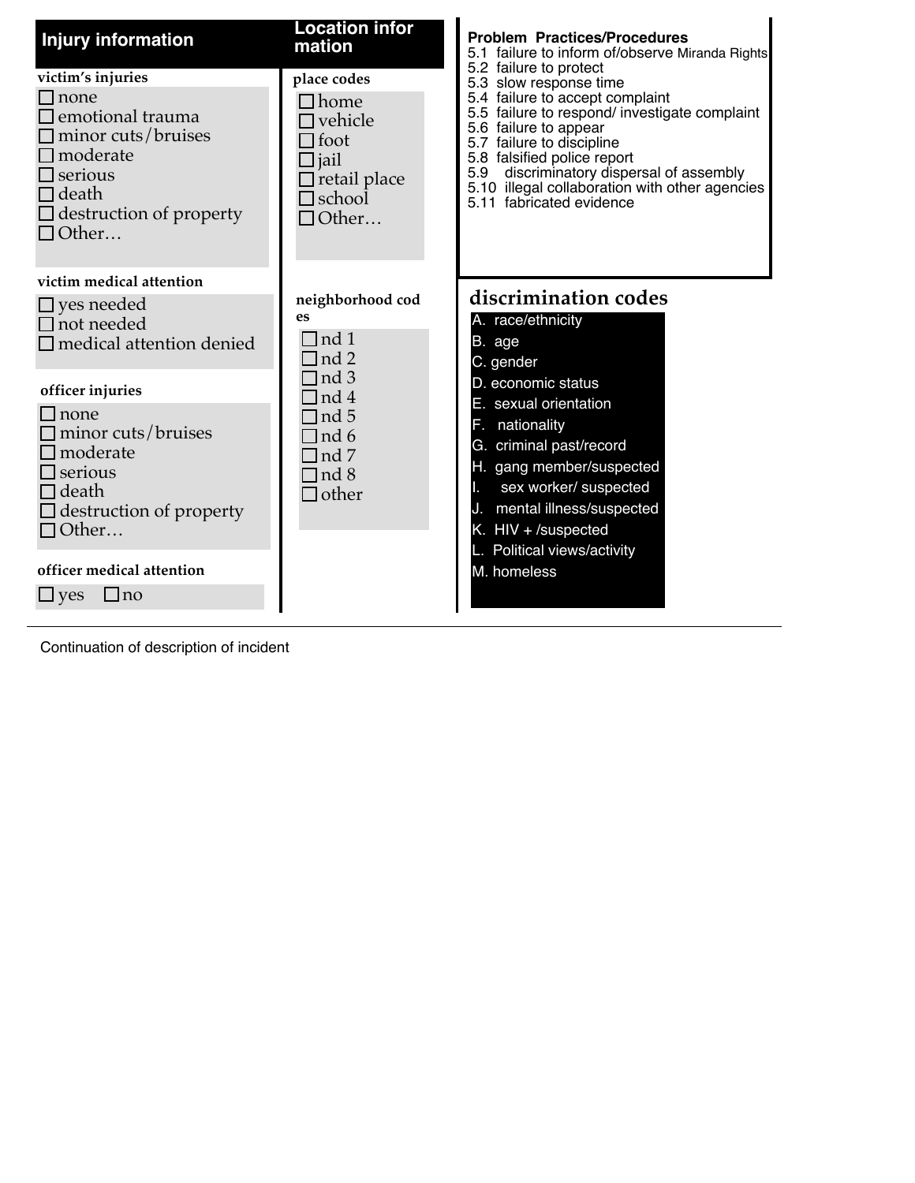## Injury information

**victim's injuries**

- ☐ none
- ☐ emotional trauma
- ☐ minor cuts/bruises
- ☐ moderate
- ☐ serious
- ☐ death
- ☐ destruction of property
- ☐ Other…

**victim medical attention**

- ☐ yes needed
- ☐ not needed
- ☐ medical attention denied

**officer injuries**

- ☐ none
- ☐ minor cuts/bruises
- ☐ moderate
- ☐ serious
- ☐ death
- ☐ destruction of property
- ☐ Other…

**officer medical attention**

☐ yes ☐ no

## Location information

**place codes**

- ☐ home
- ☐ vehicle
- ☐ foot
- ☐ jail
- ☐ retail place
- ☐ school
- ☐ Other…

**neighborhood codes**

- ☐ nd 1
- ☐ nd 2
- ☐ nd 3
- ☐ nd 4
- ☐ nd 5
- ☐ nd 6
- ☐ nd 7
- ☐ nd 8
- ☐ other

## Problem Practices/Procedures

- 5.1 failure to inform of/observe Miranda Rights
- 5.2 failure to protect
- 5.3 slow response time
- 5.4 failure to accept complaint
- 5.5 failure to respond/ investigate complaint
- 5.6 failure to appear
- 5.7 failure to discipline
- 5.8 falsified police report
- 5.9 discriminatory dispersal of assembly
- 5.10 illegal collaboration with other agencies
- 5.11 fabricated evidence

## discrimination codes

- A. race/ethnicity
- B. age
- C. gender
- D. economic status
- E. sexual orientation
- F. nationality
- G. criminal past/record
- H. gang member/suspected
- I. sex worker/ suspected
- J. mental illness/suspected
- K. HIV + /suspected
- L. Political views/activity
- M. homeless

---

Continuation of description of incident